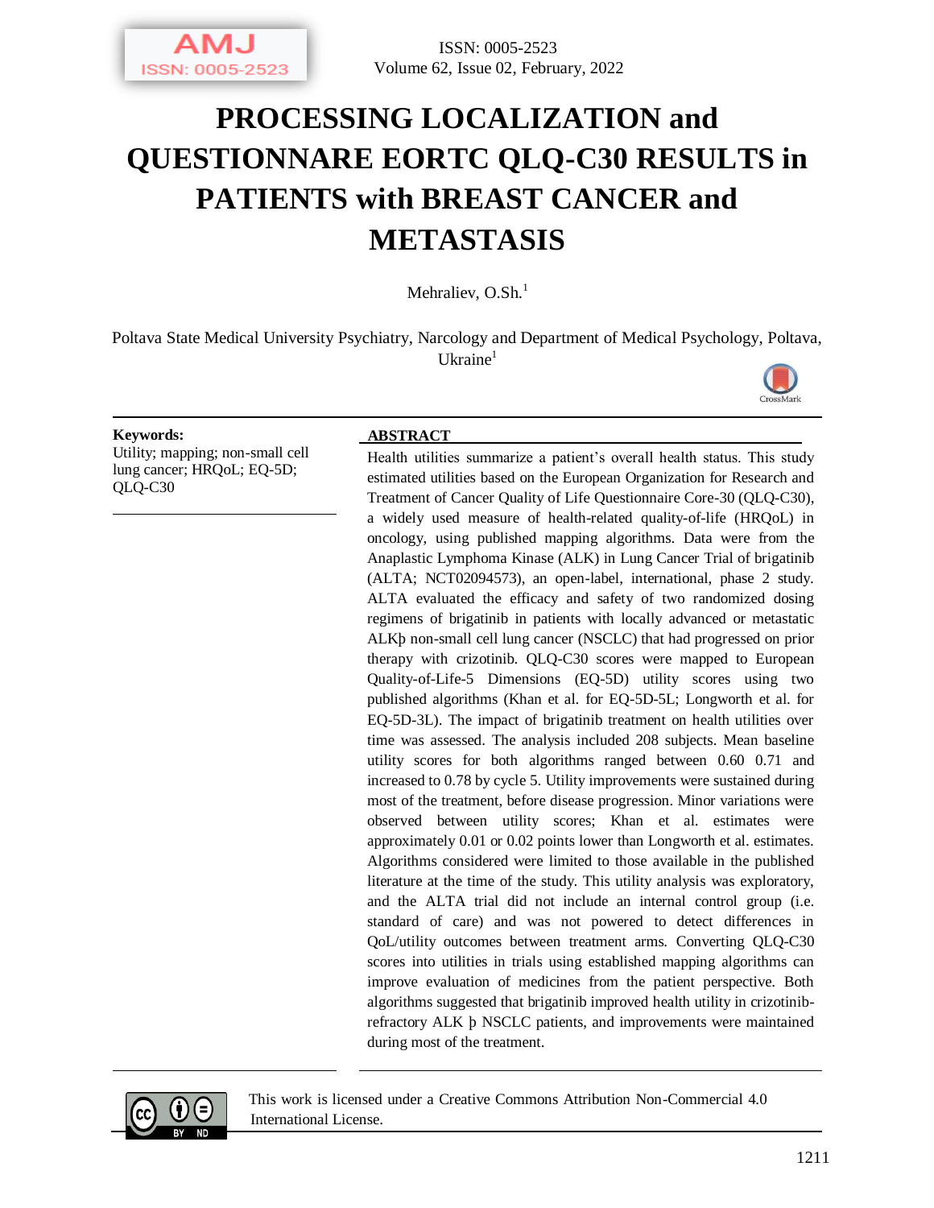# PROCESSING LOCALIZATION and QUESTIONNARE EORTC QLQ-C30 RESULTS in PATIENTS with BREAST CANCER and METASTASIS

Mehraliev, O.Sh.[1]

Poltava State Medical University Psychiatry, Narcology and Department of Medical Psychology, Poltava, Ukraine[1]

**Keywords:**
Utility; mapping; non-small cell lung cancer; HRQoL; EQ-5D; QLQ-C30

## ABSTRACT

Health utilities summarize a patient's overall health status. This study estimated utilities based on the European Organization for Research and Treatment of Cancer Quality of Life Questionnaire Core-30 (QLQ-C30), a widely used measure of health-related quality-of-life (HRQoL) in oncology, using published mapping algorithms. Data were from the Anaplastic Lymphoma Kinase (ALK) in Lung Cancer Trial of brigatinib (ALTA; NCT02094573), an open-label, international, phase 2 study. ALTA evaluated the efficacy and safety of two randomized dosing regimens of brigatinib in patients with locally advanced or metastatic ALKþ non-small cell lung cancer (NSCLC) that had progressed on prior therapy with crizotinib. QLQ-C30 scores were mapped to European Quality-of-Life-5 Dimensions (EQ-5D) utility scores using two published algorithms (Khan et al. for EQ-5D-5L; Longworth et al. for EQ-5D-3L). The impact of brigatinib treatment on health utilities over time was assessed. The analysis included 208 subjects. Mean baseline utility scores for both algorithms ranged between 0.60 0.71 and increased to 0.78 by cycle 5. Utility improvements were sustained during most of the treatment, before disease progression. Minor variations were observed between utility scores; Khan et al. estimates were approximately 0.01 or 0.02 points lower than Longworth et al. estimates. Algorithms considered were limited to those available in the published literature at the time of the study. This utility analysis was exploratory, and the ALTA trial did not include an internal control group (i.e. standard of care) and was not powered to detect differences in QoL/utility outcomes between treatment arms. Converting QLQ-C30 scores into utilities in trials using established mapping algorithms can improve evaluation of medicines from the patient perspective. Both algorithms suggested that brigatinib improved health utility in crizotinib-refractory ALK þ NSCLC patients, and improvements were maintained during most of the treatment.

This work is licensed under a Creative Commons Attribution Non-Commercial 4.0 International License.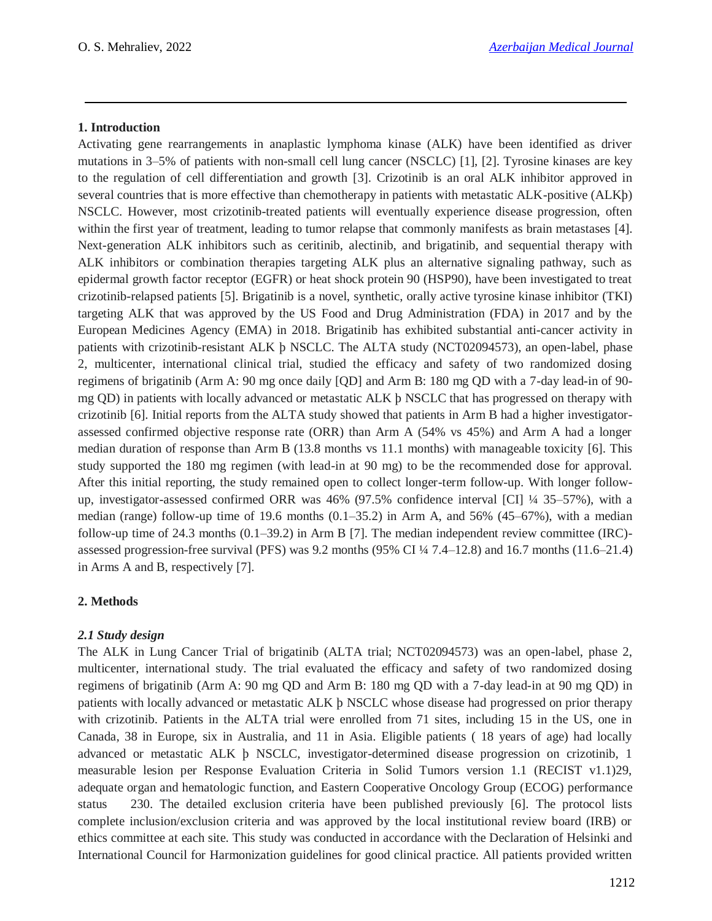## 1. Introduction

Activating gene rearrangements in anaplastic lymphoma kinase (ALK) have been identified as driver mutations in 3–5% of patients with non-small cell lung cancer (NSCLC) [1], [2]. Tyrosine kinases are key to the regulation of cell differentiation and growth [3]. Crizotinib is an oral ALK inhibitor approved in several countries that is more effective than chemotherapy in patients with metastatic ALK-positive (ALKþ) NSCLC. However, most crizotinib-treated patients will eventually experience disease progression, often within the first year of treatment, leading to tumor relapse that commonly manifests as brain metastases [4]. Next-generation ALK inhibitors such as ceritinib, alectinib, and brigatinib, and sequential therapy with ALK inhibitors or combination therapies targeting ALK plus an alternative signaling pathway, such as epidermal growth factor receptor (EGFR) or heat shock protein 90 (HSP90), have been investigated to treat crizotinib-relapsed patients [5]. Brigatinib is a novel, synthetic, orally active tyrosine kinase inhibitor (TKI) targeting ALK that was approved by the US Food and Drug Administration (FDA) in 2017 and by the European Medicines Agency (EMA) in 2018. Brigatinib has exhibited substantial anti-cancer activity in patients with crizotinib-resistant ALK þ NSCLC. The ALTA study (NCT02094573), an open-label, phase 2, multicenter, international clinical trial, studied the efficacy and safety of two randomized dosing regimens of brigatinib (Arm A: 90 mg once daily [QD] and Arm B: 180 mg QD with a 7-day lead-in of 90-mg QD) in patients with locally advanced or metastatic ALK þ NSCLC that has progressed on therapy with crizotinib [6]. Initial reports from the ALTA study showed that patients in Arm B had a higher investigator-assessed confirmed objective response rate (ORR) than Arm A (54% vs 45%) and Arm A had a longer median duration of response than Arm B (13.8 months vs 11.1 months) with manageable toxicity [6]. This study supported the 180 mg regimen (with lead-in at 90 mg) to be the recommended dose for approval. After this initial reporting, the study remained open to collect longer-term follow-up. With longer follow-up, investigator-assessed confirmed ORR was 46% (97.5% confidence interval [CI] ¼ 35–57%), with a median (range) follow-up time of 19.6 months (0.1–35.2) in Arm A, and 56% (45–67%), with a median follow-up time of 24.3 months (0.1–39.2) in Arm B [7]. The median independent review committee (IRC)-assessed progression-free survival (PFS) was 9.2 months (95% CI ¼ 7.4–12.8) and 16.7 months (11.6–21.4) in Arms A and B, respectively [7].

## 2. Methods

### *2.1 Study design*

The ALK in Lung Cancer Trial of brigatinib (ALTA trial; NCT02094573) was an open-label, phase 2, multicenter, international study. The trial evaluated the efficacy and safety of two randomized dosing regimens of brigatinib (Arm A: 90 mg QD and Arm B: 180 mg QD with a 7-day lead-in at 90 mg QD) in patients with locally advanced or metastatic ALK þ NSCLC whose disease had progressed on prior therapy with crizotinib. Patients in the ALTA trial were enrolled from 71 sites, including 15 in the US, one in Canada, 38 in Europe, six in Australia, and 11 in Asia. Eligible patients ( 18 years of age) had locally advanced or metastatic ALK þ NSCLC, investigator-determined disease progression on crizotinib, 1 measurable lesion per Response Evaluation Criteria in Solid Tumors version 1.1 (RECIST v1.1)29, adequate organ and hematologic function, and Eastern Cooperative Oncology Group (ECOG) performance status 230. The detailed exclusion criteria have been published previously [6]. The protocol lists complete inclusion/exclusion criteria and was approved by the local institutional review board (IRB) or ethics committee at each site. This study was conducted in accordance with the Declaration of Helsinki and International Council for Harmonization guidelines for good clinical practice. All patients provided written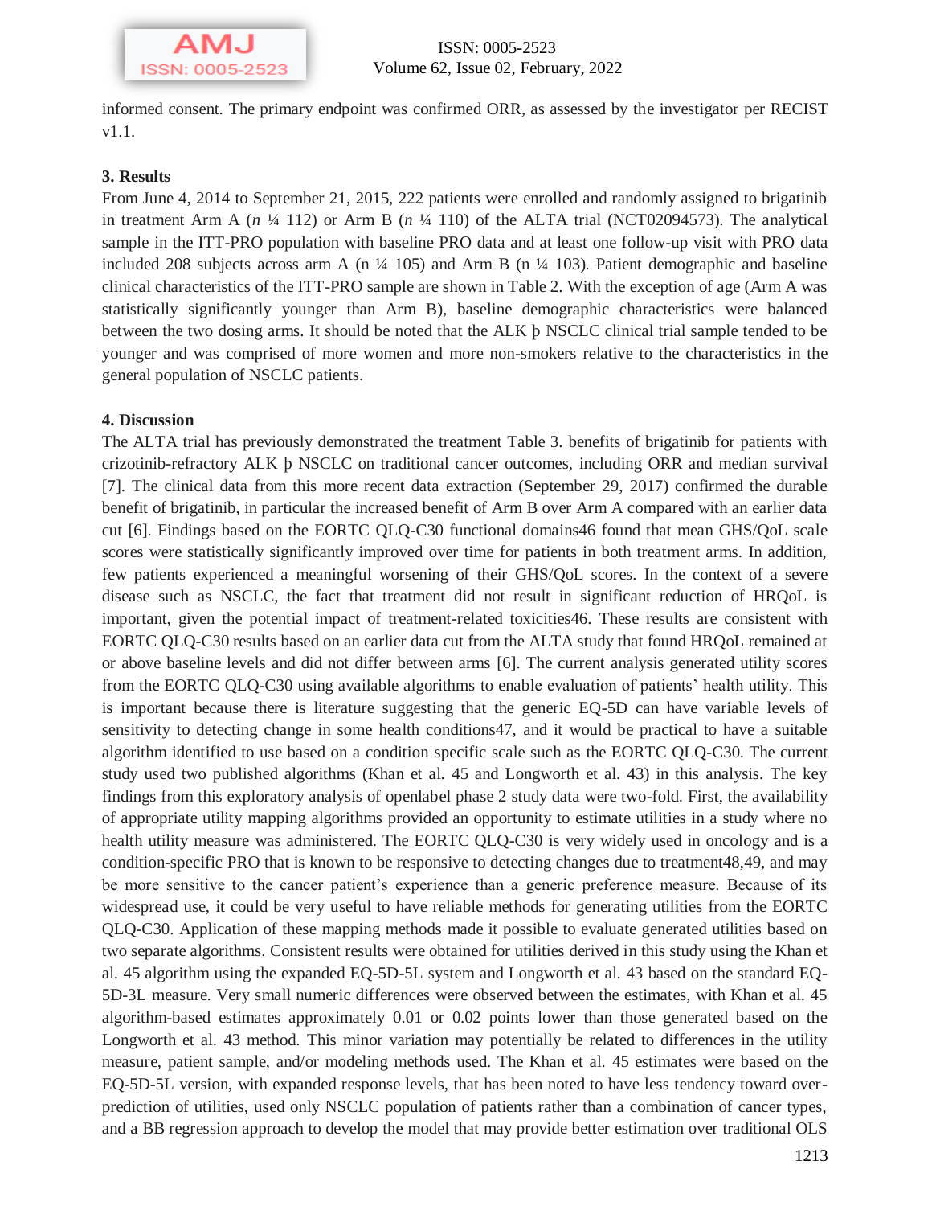informed consent. The primary endpoint was confirmed ORR, as assessed by the investigator per RECIST v1.1.

## 3. Results

From June 4, 2014 to September 21, 2015, 222 patients were enrolled and randomly assigned to brigatinib in treatment Arm A (*n* ¼ 112) or Arm B (*n* ¼ 110) of the ALTA trial (NCT02094573). The analytical sample in the ITT-PRO population with baseline PRO data and at least one follow-up visit with PRO data included 208 subjects across arm A (n ¼ 105) and Arm B (n ¼ 103). Patient demographic and baseline clinical characteristics of the ITT-PRO sample are shown in Table 2. With the exception of age (Arm A was statistically significantly younger than Arm B), baseline demographic characteristics were balanced between the two dosing arms. It should be noted that the ALK þ NSCLC clinical trial sample tended to be younger and was comprised of more women and more non-smokers relative to the characteristics in the general population of NSCLC patients.

## 4. Discussion

The ALTA trial has previously demonstrated the treatment Table 3. benefits of brigatinib for patients with crizotinib-refractory ALK þ NSCLC on traditional cancer outcomes, including ORR and median survival [7]. The clinical data from this more recent data extraction (September 29, 2017) confirmed the durable benefit of brigatinib, in particular the increased benefit of Arm B over Arm A compared with an earlier data cut [6]. Findings based on the EORTC QLQ-C30 functional domains46 found that mean GHS/QoL scale scores were statistically significantly improved over time for patients in both treatment arms. In addition, few patients experienced a meaningful worsening of their GHS/QoL scores. In the context of a severe disease such as NSCLC, the fact that treatment did not result in significant reduction of HRQoL is important, given the potential impact of treatment-related toxicities46. These results are consistent with EORTC QLQ-C30 results based on an earlier data cut from the ALTA study that found HRQoL remained at or above baseline levels and did not differ between arms [6]. The current analysis generated utility scores from the EORTC QLQ-C30 using available algorithms to enable evaluation of patients' health utility. This is important because there is literature suggesting that the generic EQ-5D can have variable levels of sensitivity to detecting change in some health conditions47, and it would be practical to have a suitable algorithm identified to use based on a condition specific scale such as the EORTC QLQ-C30. The current study used two published algorithms (Khan et al. 45 and Longworth et al. 43) in this analysis. The key findings from this exploratory analysis of openlabel phase 2 study data were two-fold. First, the availability of appropriate utility mapping algorithms provided an opportunity to estimate utilities in a study where no health utility measure was administered. The EORTC QLQ-C30 is very widely used in oncology and is a condition-specific PRO that is known to be responsive to detecting changes due to treatment48,49, and may be more sensitive to the cancer patient's experience than a generic preference measure. Because of its widespread use, it could be very useful to have reliable methods for generating utilities from the EORTC QLQ-C30. Application of these mapping methods made it possible to evaluate generated utilities based on two separate algorithms. Consistent results were obtained for utilities derived in this study using the Khan et al. 45 algorithm using the expanded EQ-5D-5L system and Longworth et al. 43 based on the standard EQ-5D-3L measure. Very small numeric differences were observed between the estimates, with Khan et al. 45 algorithm-based estimates approximately 0.01 or 0.02 points lower than those generated based on the Longworth et al. 43 method. This minor variation may potentially be related to differences in the utility measure, patient sample, and/or modeling methods used. The Khan et al. 45 estimates were based on the EQ-5D-5L version, with expanded response levels, that has been noted to have less tendency toward over-prediction of utilities, used only NSCLC population of patients rather than a combination of cancer types, and a BB regression approach to develop the model that may provide better estimation over traditional OLS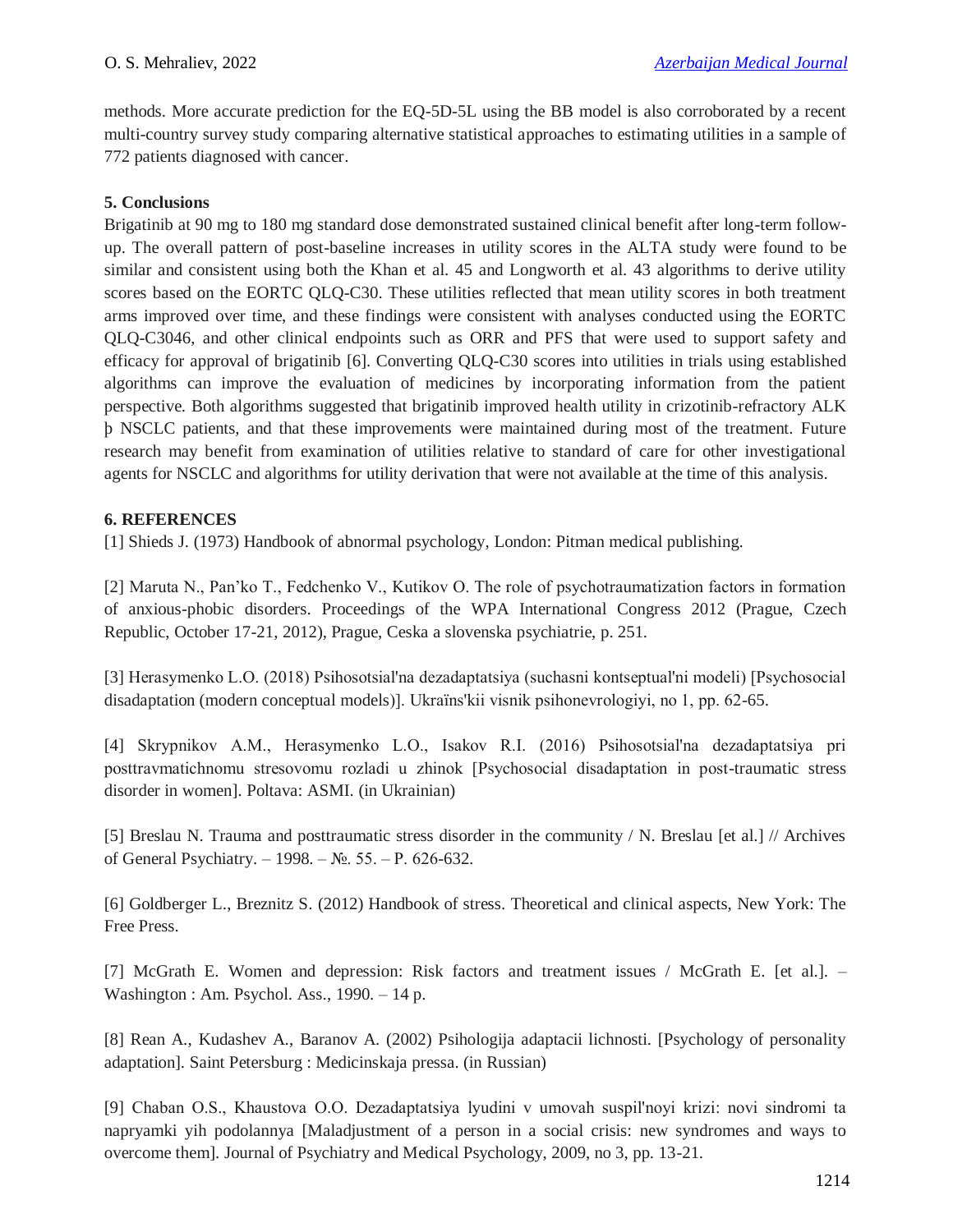methods. More accurate prediction for the EQ-5D-5L using the BB model is also corroborated by a recent multi-country survey study comparing alternative statistical approaches to estimating utilities in a sample of 772 patients diagnosed with cancer.

## 5. Conclusions

Brigatinib at 90 mg to 180 mg standard dose demonstrated sustained clinical benefit after long-term follow-up. The overall pattern of post-baseline increases in utility scores in the ALTA study were found to be similar and consistent using both the Khan et al. 45 and Longworth et al. 43 algorithms to derive utility scores based on the EORTC QLQ-C30. These utilities reflected that mean utility scores in both treatment arms improved over time, and these findings were consistent with analyses conducted using the EORTC QLQ-C3046, and other clinical endpoints such as ORR and PFS that were used to support safety and efficacy for approval of brigatinib [6]. Converting QLQ-C30 scores into utilities in trials using established algorithms can improve the evaluation of medicines by incorporating information from the patient perspective. Both algorithms suggested that brigatinib improved health utility in crizotinib-refractory ALK þ NSCLC patients, and that these improvements were maintained during most of the treatment. Future research may benefit from examination of utilities relative to standard of care for other investigational agents for NSCLC and algorithms for utility derivation that were not available at the time of this analysis.

## 6. REFERENCES

[1] Shieds J. (1973) Handbook of abnormal psychology, London: Pitman medical publishing.

[2] Maruta N., Pan'ko T., Fedchenko V., Kutikov O. The role of psychotraumatization factors in formation of anxious-phobic disorders. Proceedings of the WPA International Congress 2012 (Prague, Czech Republic, October 17-21, 2012), Prague, Ceska a slovenska psychiatrie, p. 251.

[3] Herasymenko L.O. (2018) Psihosotsial'na dezadaptatsiya (suchasni kontseptual'ni modeli) [Psychosocial disadaptation (modern conceptual models)]. Ukraïns'kii visnik psihonevrologiyi, no 1, pp. 62-65.

[4] Skrypnikov A.M., Herasymenko L.O., Isakov R.I. (2016) Psihosotsial'na dezadaptatsiya pri posttravmatichnomu stresovomu rozladi u zhinok [Psychosocial disadaptation in post-traumatic stress disorder in women]. Poltava: ASMI. (in Ukrainian)

[5] Breslau N. Trauma and posttraumatic stress disorder in the community / N. Breslau [et al.] // Archives of General Psychiatry. – 1998. – №. 55. – P. 626-632.

[6] Goldberger L., Breznitz S. (2012) Handbook of stress. Theoretical and clinical aspects, New York: The Free Press.

[7] McGrath E. Women and depression: Risk factors and treatment issues / McGrath E. [et al.]. – Washington : Am. Psychol. Ass., 1990. – 14 p.

[8] Rean A., Kudashev A., Baranov A. (2002) Psihologija adaptacii lichnosti. [Psychology of personality adaptation]. Saint Petersburg : Medicinskaja pressa. (in Russian)

[9] Chaban O.S., Khaustova O.O. Dezadaptatsiya lyudini v umovah suspil'noyi krizi: novi sindromi ta napryamki yih podolannya [Maladjustment of a person in a social crisis: new syndromes and ways to overcome them]. Journal of Psychiatry and Medical Psychology, 2009, no 3, pp. 13-21.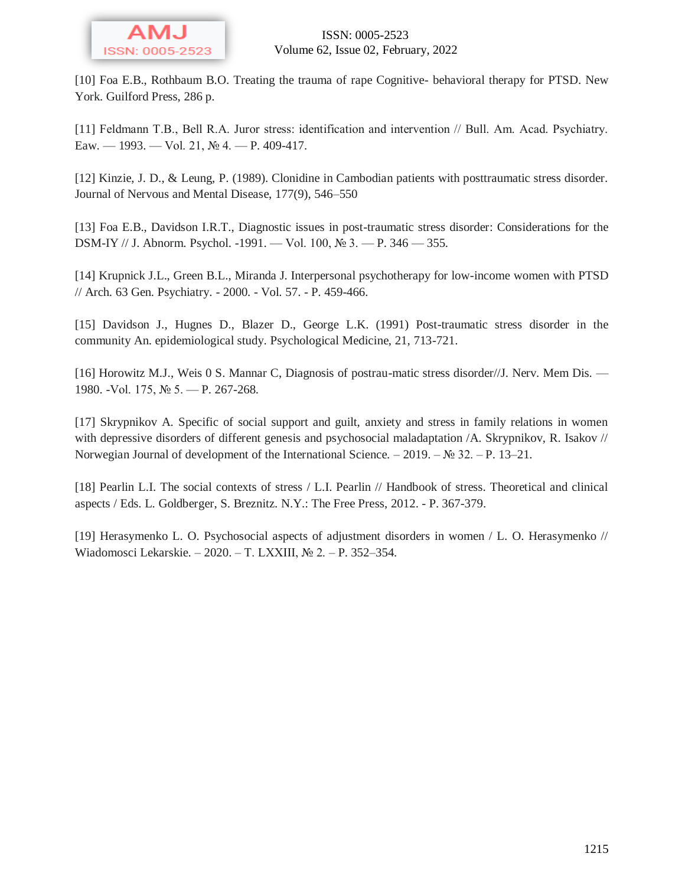[10] Foa E.B., Rothbaum B.O. Treating the trauma of rape Cognitive- behavioral therapy for PTSD. New York. Guilford Press, 286 p.

[11] Feldmann T.B., Bell R.A. Juror stress: identification and intervention // Bull. Am. Acad. Psychiatry. Eaw. — 1993. — Vol. 21, № 4. — P. 409-417.

[12] Kinzie, J. D., & Leung, P. (1989). Clonidine in Cambodian patients with posttraumatic stress disorder. Journal of Nervous and Mental Disease, 177(9), 546–550

[13] Foa E.B., Davidson I.R.T., Diagnostic issues in post-traumatic stress disorder: Considerations for the DSM-IY // J. Abnorm. Psychol. -1991. — Vol. 100, № 3. — P. 346 — 355.

[14] Krupnick J.L., Green B.L., Miranda J. Interpersonal psychotherapy for low-income women with PTSD // Arch. 63 Gen. Psychiatry. - 2000. - Vol. 57. - P. 459-466.

[15] Davidson J., Hugnes D., Blazer D., George L.K. (1991) Post-traumatic stress disorder in the community An. epidemiological study. Psychological Medicine, 21, 713-721.

[16] Horowitz M.J., Weis 0 S. Mannar C, Diagnosis of postrau-matic stress disorder//J. Nerv. Mem Dis. — 1980. -Vol. 175, № 5. — P. 267-268.

[17] Skrypnikov A. Specific of social support and guilt, anxiety and stress in family relations in women with depressive disorders of different genesis and psychosocial maladaptation /A. Skrypnikov, R. Isakov // Norwegian Journal of development of the International Science. – 2019. – № 32. – P. 13–21.

[18] Pearlin L.I. The social contexts of stress / L.I. Pearlin // Handbook of stress. Theoretical and clinical aspects / Eds. L. Goldberger, S. Breznitz. N.Y.: The Free Press, 2012. - P. 367-379.

[19] Herasymenko L. O. Psychosocial aspects of adjustment disorders in women / L. O. Herasymenko // Wiadomosci Lekarskie. – 2020. – T. LXXIII, № 2. – P. 352–354.